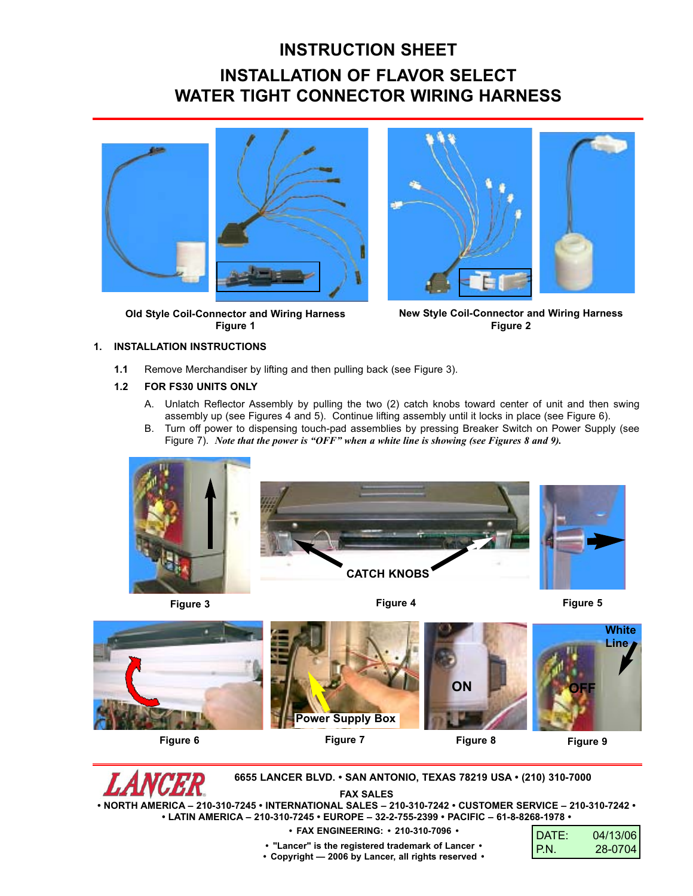# INSTRUCTION SHEET

# INSTALLATION OF FLAVOR SELECT WATER TIGHT CONNECTOR WIRING HARNESS

**Old Style Coil-Connector and Wiring Harness**
**Figure 1**

**New Style Coil-Connector and Wiring Harness**
**Figure 2**

## 1. INSTALLATION INSTRUCTIONS

**1.1** Remove Merchandiser by lifting and then pulling back (see Figure 3).

**1.2 FOR FS30 UNITS ONLY**

A. Unlatch Reflector Assembly by pulling the two (2) catch knobs toward center of unit and then swing assembly up (see Figures 4 and 5). Continue lifting assembly until it locks in place (see Figure 6).

B. Turn off power to dispensing touch-pad assemblies by pressing Breaker Switch on Power Supply (see Figure 7). *Note that the power is "OFF" when a white line is showing (see Figures 8 and 9).*

**Figure 3**

CATCH KNOBS

**Figure 4**

**Figure 5**

**Figure 6**

Power Supply Box

**Figure 7**

ON

**Figure 8**

White Line

OFF

**Figure 9**

LANCER

6655 LANCER BLVD. • SAN ANTONIO, TEXAS 78219 USA • (210) 310-7000

FAX SALES

• NORTH AMERICA – 210-310-7245 • INTERNATIONAL SALES – 210-310-7242 • CUSTOMER SERVICE – 210-310-7242 •
• LATIN AMERICA – 210-310-7245 • EUROPE – 32-2-755-2399 • PACIFIC – 61-8-8268-1978 •

• FAX ENGINEERING: • 210-310-7096 •

• "Lancer" is the registered trademark of Lancer •
• Copyright — 2006 by Lancer, all rights reserved •

| DATE: | 04/13/06 |
|---|---|
| P.N. | 28-0704 |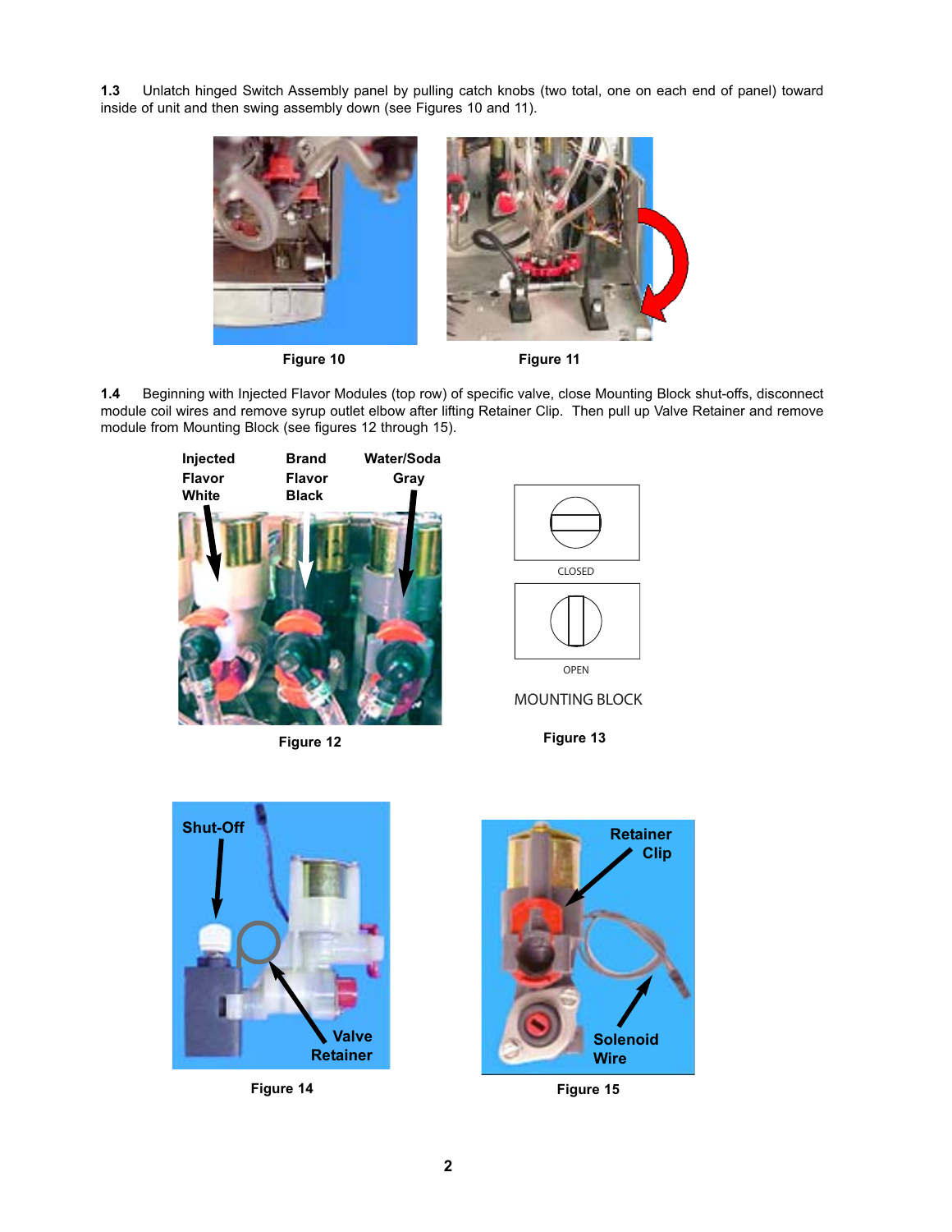**1.3** Unlatch hinged Switch Assembly panel by pulling catch knobs (two total, one on each end of panel) toward inside of unit and then swing assembly down (see Figures 10 and 11).

Figure 10

Figure 11

**1.4** Beginning with Injected Flavor Modules (top row) of specific valve, close Mounting Block shut-offs, disconnect module coil wires and remove syrup outlet elbow after lifting Retainer Clip. Then pull up Valve Retainer and remove module from Mounting Block (see figures 12 through 15).

Figure 12

Figure 13

Figure 14

Figure 15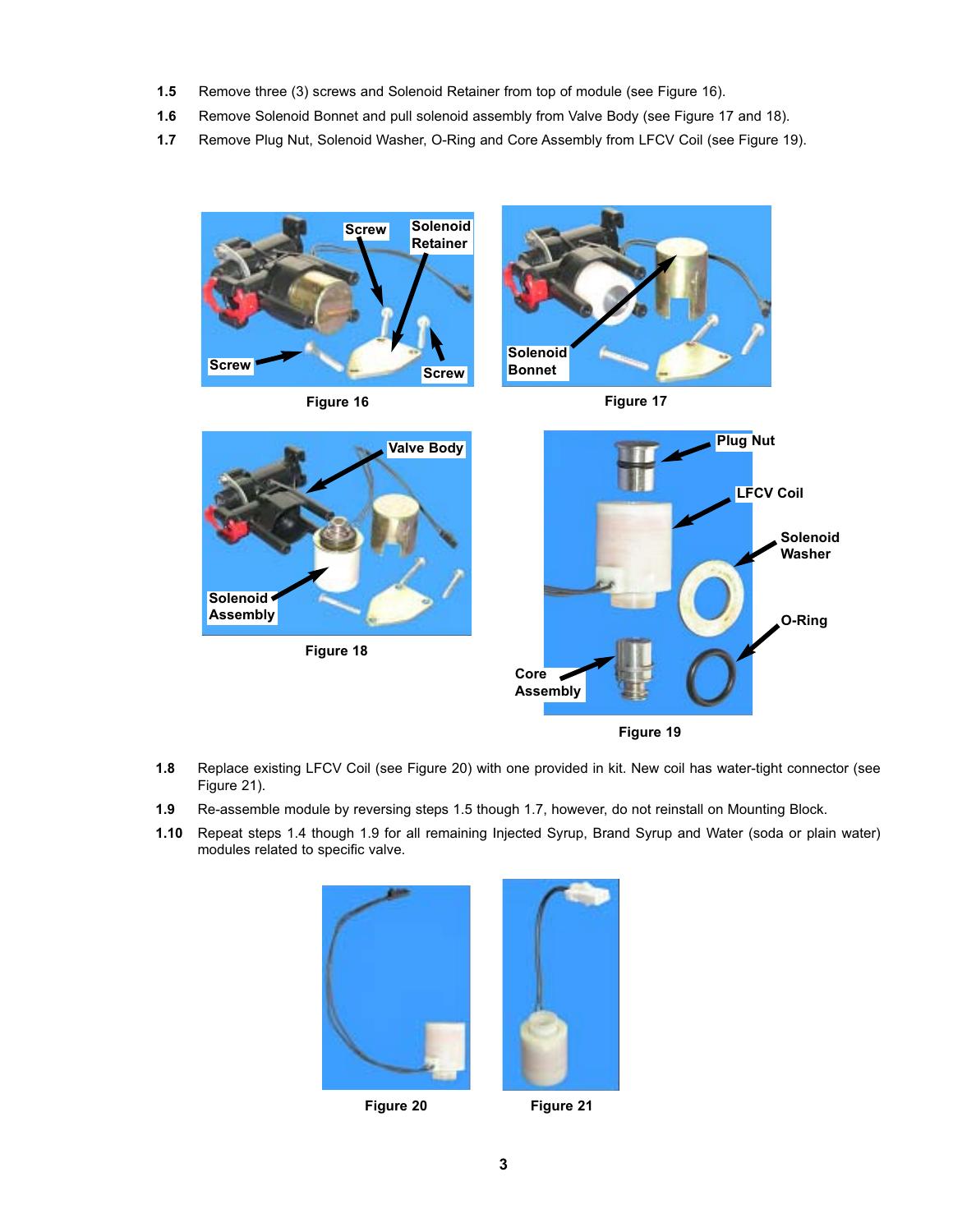1.5 Remove three (3) screws and Solenoid Retainer from top of module (see Figure 16).

1.6 Remove Solenoid Bonnet and pull solenoid assembly from Valve Body (see Figure 17 and 18).

1.7 Remove Plug Nut, Solenoid Washer, O-Ring and Core Assembly from LFCV Coil (see Figure 19).

Figure 16

Figure 17

Figure 18

Figure 19

1.8 Replace existing LFCV Coil (see Figure 20) with one provided in kit. New coil has water-tight connector (see Figure 21).

1.9 Re-assemble module by reversing steps 1.5 though 1.7, however, do not reinstall on Mounting Block.

1.10 Repeat steps 1.4 though 1.9 for all remaining Injected Syrup, Brand Syrup and Water (soda or plain water) modules related to specific valve.

Figure 20

Figure 21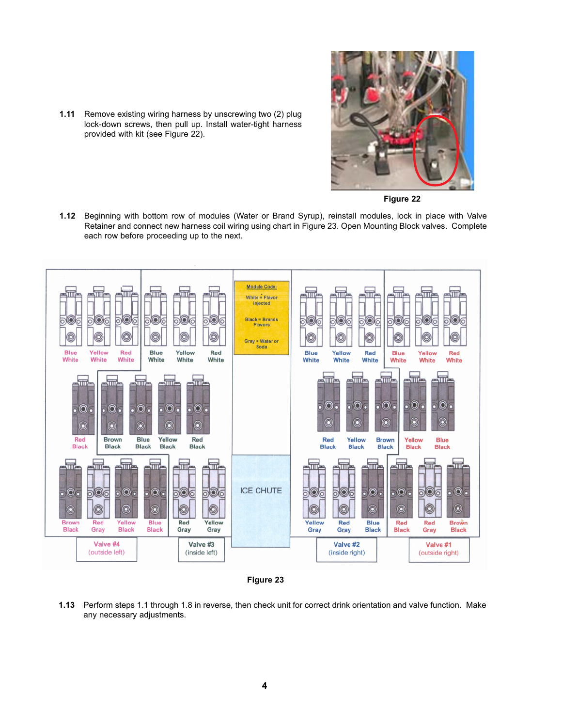**1.11** Remove existing wiring harness by unscrewing two (2) plug lock-down screws, then pull up. Install water-tight harness provided with kit (see Figure 22).

Figure 22

**1.12** Beginning with bottom row of modules (Water or Brand Syrup), reinstall modules, lock in place with Valve Retainer and connect new harness coil wiring using chart in Figure 23. Open Mounting Block valves. Complete each row before proceeding up to the next.

Module Code:
White = Flavor Injected
Black = Brands Flavors
Gray = Water or Soda

Blue White
Yellow White
Red White
Blue White
Yellow White
Red White

Blue White
Yellow White
Red White
Blue White
Yellow White
Red White

Red Black
Brown Black
Blue Black
Yellow Black
Red Black

Red Black
Yellow Black
Brown Black
Yellow Black
Blue Black

Brown Black
Red Gray
Yellow Black
Blue Black
Red Gray
Yellow Gray

ICE CHUTE

Yellow Gray
Red Gray
Blue Black
Red Black
Red Gray
Brown Black

Valve #4 (outside left)
Valve #3 (inside left)
Valve #2 (inside right)
Valve #1 (outside right)

Figure 23

**1.13** Perform steps 1.1 through 1.8 in reverse, then check unit for correct drink orientation and valve function. Make any necessary adjustments.